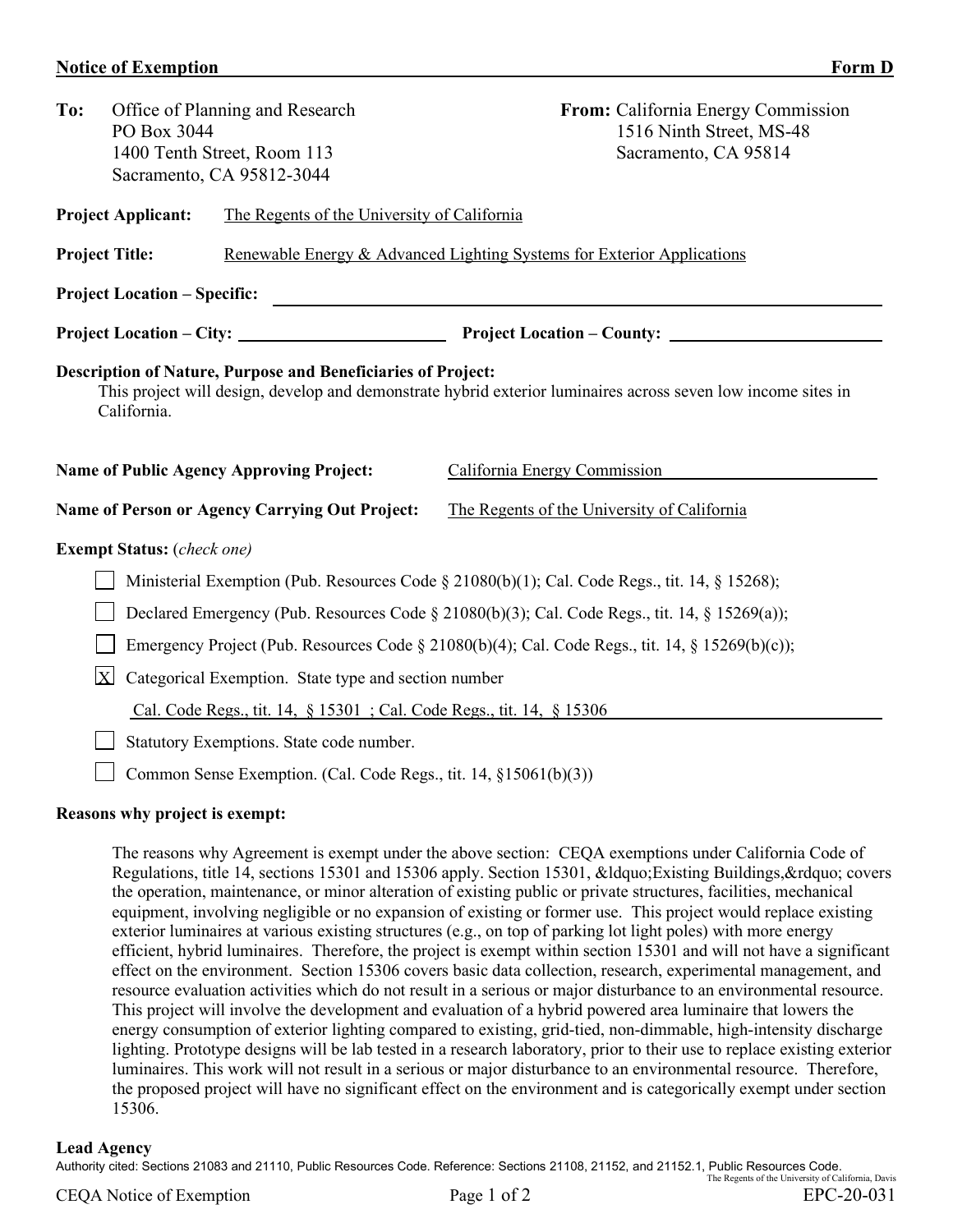**Notice of Exemption** **Form D**

**To:** Office of Planning and Research
PO Box 3044
1400 Tenth Street, Room 113
Sacramento, CA 95812-3044

**From:** California Energy Commission
1516 Ninth Street, MS-48
Sacramento, CA 95814

**Project Applicant:** The Regents of the University of California

**Project Title:** Renewable Energy & Advanced Lighting Systems for Exterior Applications

**Project Location – Specific:**

**Project Location – City:** **Project Location – County:**

**Description of Nature, Purpose and Beneficiaries of Project:**
This project will design, develop and demonstrate hybrid exterior luminaires across seven low income sites in California.

**Name of Public Agency Approving Project:** California Energy Commission

**Name of Person or Agency Carrying Out Project:** The Regents of the University of California

**Exempt Status:** (*check one*)

- [ ] Ministerial Exemption (Pub. Resources Code § 21080(b)(1); Cal. Code Regs., tit. 14, § 15268);
- [ ] Declared Emergency (Pub. Resources Code § 21080(b)(3); Cal. Code Regs., tit. 14, § 15269(a));
- [ ] Emergency Project (Pub. Resources Code § 21080(b)(4); Cal. Code Regs., tit. 14, § 15269(b)(c));
- [X] Categorical Exemption. State type and section number
  Cal. Code Regs., tit. 14, § 15301 ; Cal. Code Regs., tit. 14, § 15306
- [ ] Statutory Exemptions. State code number.
- [ ] Common Sense Exemption. (Cal. Code Regs., tit. 14, §15061(b)(3))

**Reasons why project is exempt:**

The reasons why Agreement is exempt under the above section: CEQA exemptions under California Code of Regulations, title 14, sections 15301 and 15306 apply. Section 15301, &ldquo;Existing Buildings,&rdquo; covers the operation, maintenance, or minor alteration of existing public or private structures, facilities, mechanical equipment, involving negligible or no expansion of existing or former use. This project would replace existing exterior luminaires at various existing structures (e.g., on top of parking lot light poles) with more energy efficient, hybrid luminaires. Therefore, the project is exempt within section 15301 and will not have a significant effect on the environment. Section 15306 covers basic data collection, research, experimental management, and resource evaluation activities which do not result in a serious or major disturbance to an environmental resource. This project will involve the development and evaluation of a hybrid powered area luminaire that lowers the energy consumption of exterior lighting compared to existing, grid-tied, non-dimmable, high-intensity discharge lighting. Prototype designs will be lab tested in a research laboratory, prior to their use to replace existing exterior luminaires. This work will not result in a serious or major disturbance to an environmental resource. Therefore, the proposed project will have no significant effect on the environment and is categorically exempt under section 15306.

**Lead Agency**

Authority cited: Sections 21083 and 21110, Public Resources Code. Reference: Sections 21108, 21152, and 21152.1, Public Resources Code.

The Regents of the University of California, Davis

EPC-20-031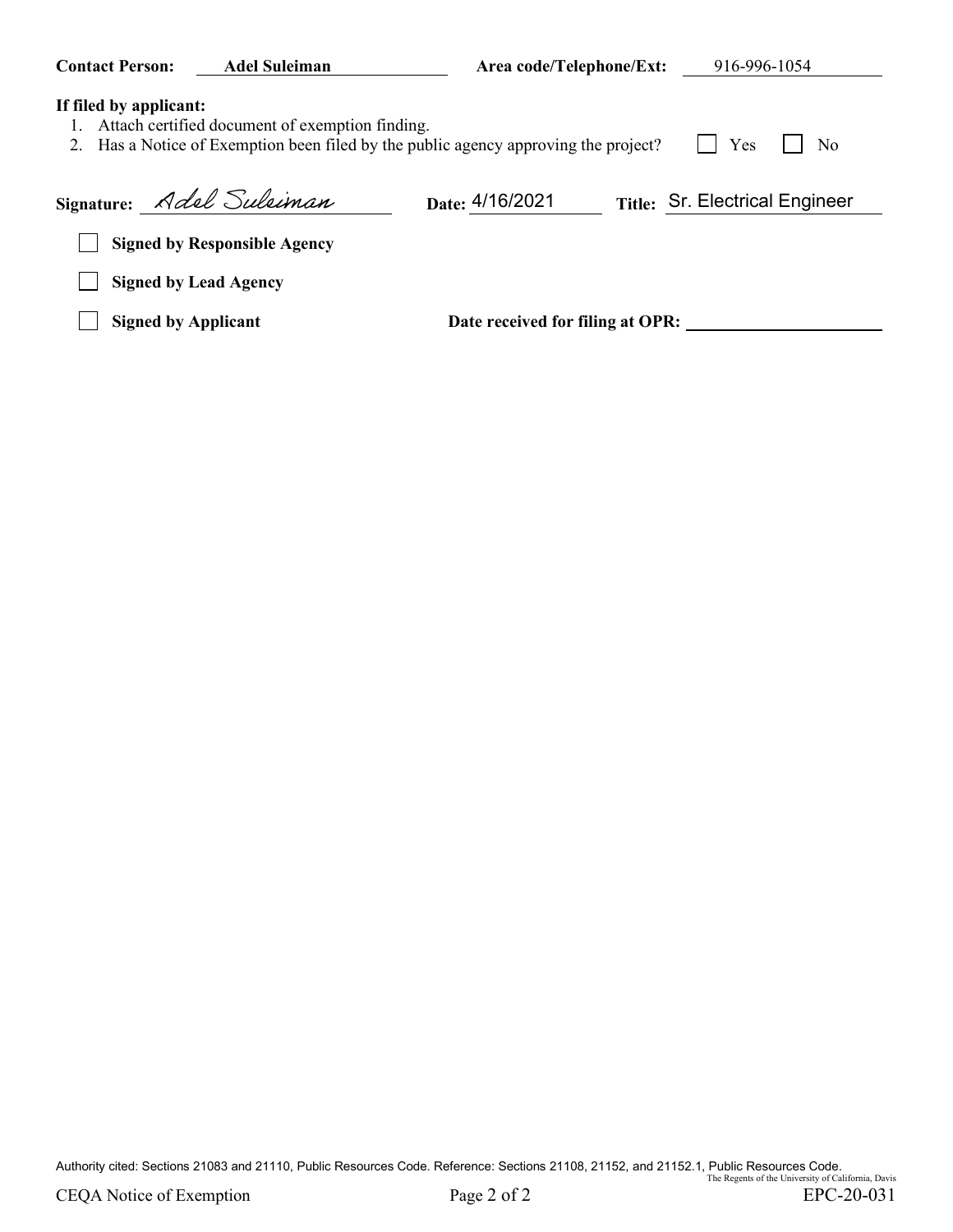**Contact Person:** Adel Suleiman **Area code/Telephone/Ext:** 916-996-1054

**If filed by applicant:**

1. Attach certified document of exemption finding.
2. Has a Notice of Exemption been filed by the public agency approving the project? ☐ Yes ☐ No

**Signature:** Adel Suleiman **Date:** 4/16/2021 **Title:** Sr. Electrical Engineer

☐ **Signed by Responsible Agency**

☐ **Signed by Lead Agency**

☐ **Signed by Applicant** **Date received for filing at OPR:** \_\_\_\_\_\_\_\_\_\_\_\_\_\_\_\_

Authority cited: Sections 21083 and 21110, Public Resources Code. Reference: Sections 21108, 21152, and 21152.1, Public Resources Code.

The Regents of the University of California, Davis

CEQA Notice of Exemption EPC-20-031